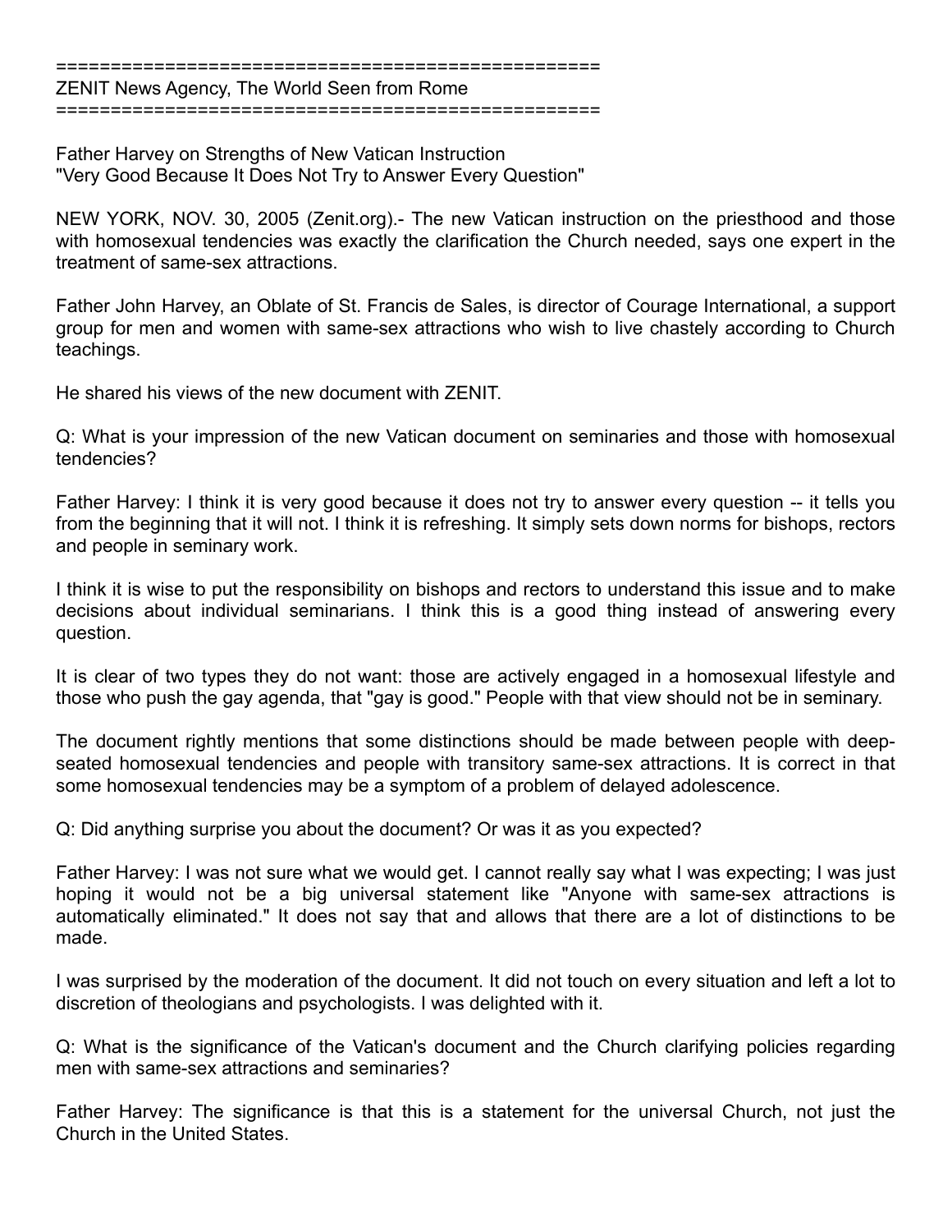==================================================
ZENIT News Agency, The World Seen from Rome
==================================================

Father Harvey on Strengths of New Vatican Instruction
"Very Good Because It Does Not Try to Answer Every Question"

NEW YORK, NOV. 30, 2005 (Zenit.org).- The new Vatican instruction on the priesthood and those with homosexual tendencies was exactly the clarification the Church needed, says one expert in the treatment of same-sex attractions.

Father John Harvey, an Oblate of St. Francis de Sales, is director of Courage International, a support group for men and women with same-sex attractions who wish to live chastely according to Church teachings.

He shared his views of the new document with ZENIT.

Q: What is your impression of the new Vatican document on seminaries and those with homosexual tendencies?

Father Harvey: I think it is very good because it does not try to answer every question -- it tells you from the beginning that it will not. I think it is refreshing. It simply sets down norms for bishops, rectors and people in seminary work.

I think it is wise to put the responsibility on bishops and rectors to understand this issue and to make decisions about individual seminarians. I think this is a good thing instead of answering every question.

It is clear of two types they do not want: those are actively engaged in a homosexual lifestyle and those who push the gay agenda, that "gay is good." People with that view should not be in seminary.

The document rightly mentions that some distinctions should be made between people with deep-seated homosexual tendencies and people with transitory same-sex attractions. It is correct in that some homosexual tendencies may be a symptom of a problem of delayed adolescence.

Q: Did anything surprise you about the document? Or was it as you expected?

Father Harvey: I was not sure what we would get. I cannot really say what I was expecting; I was just hoping it would not be a big universal statement like "Anyone with same-sex attractions is automatically eliminated." It does not say that and allows that there are a lot of distinctions to be made.

I was surprised by the moderation of the document. It did not touch on every situation and left a lot to discretion of theologians and psychologists. I was delighted with it.

Q: What is the significance of the Vatican's document and the Church clarifying policies regarding men with same-sex attractions and seminaries?

Father Harvey: The significance is that this is a statement for the universal Church, not just the Church in the United States.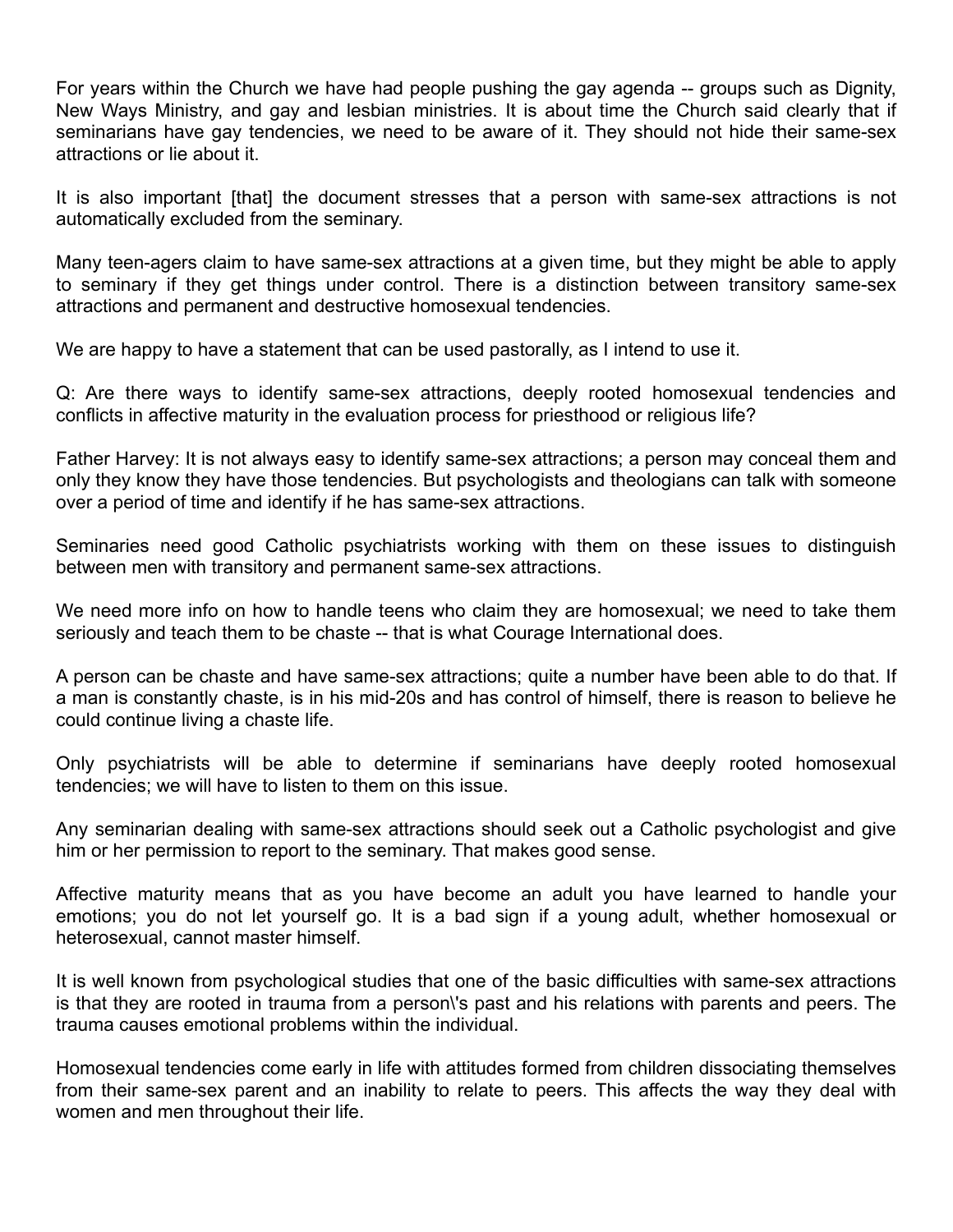For years within the Church we have had people pushing the gay agenda -- groups such as Dignity, New Ways Ministry, and gay and lesbian ministries. It is about time the Church said clearly that if seminarians have gay tendencies, we need to be aware of it. They should not hide their same-sex attractions or lie about it.

It is also important [that] the document stresses that a person with same-sex attractions is not automatically excluded from the seminary.

Many teen-agers claim to have same-sex attractions at a given time, but they might be able to apply to seminary if they get things under control. There is a distinction between transitory same-sex attractions and permanent and destructive homosexual tendencies.

We are happy to have a statement that can be used pastorally, as I intend to use it.

Q: Are there ways to identify same-sex attractions, deeply rooted homosexual tendencies and conflicts in affective maturity in the evaluation process for priesthood or religious life?

Father Harvey: It is not always easy to identify same-sex attractions; a person may conceal them and only they know they have those tendencies. But psychologists and theologians can talk with someone over a period of time and identify if he has same-sex attractions.

Seminaries need good Catholic psychiatrists working with them on these issues to distinguish between men with transitory and permanent same-sex attractions.

We need more info on how to handle teens who claim they are homosexual; we need to take them seriously and teach them to be chaste -- that is what Courage International does.

A person can be chaste and have same-sex attractions; quite a number have been able to do that. If a man is constantly chaste, is in his mid-20s and has control of himself, there is reason to believe he could continue living a chaste life.

Only psychiatrists will be able to determine if seminarians have deeply rooted homosexual tendencies; we will have to listen to them on this issue.

Any seminarian dealing with same-sex attractions should seek out a Catholic psychologist and give him or her permission to report to the seminary. That makes good sense.

Affective maturity means that as you have become an adult you have learned to handle your emotions; you do not let yourself go. It is a bad sign if a young adult, whether homosexual or heterosexual, cannot master himself.

It is well known from psychological studies that one of the basic difficulties with same-sex attractions is that they are rooted in trauma from a person\'s past and his relations with parents and peers. The trauma causes emotional problems within the individual.

Homosexual tendencies come early in life with attitudes formed from children dissociating themselves from their same-sex parent and an inability to relate to peers. This affects the way they deal with women and men throughout their life.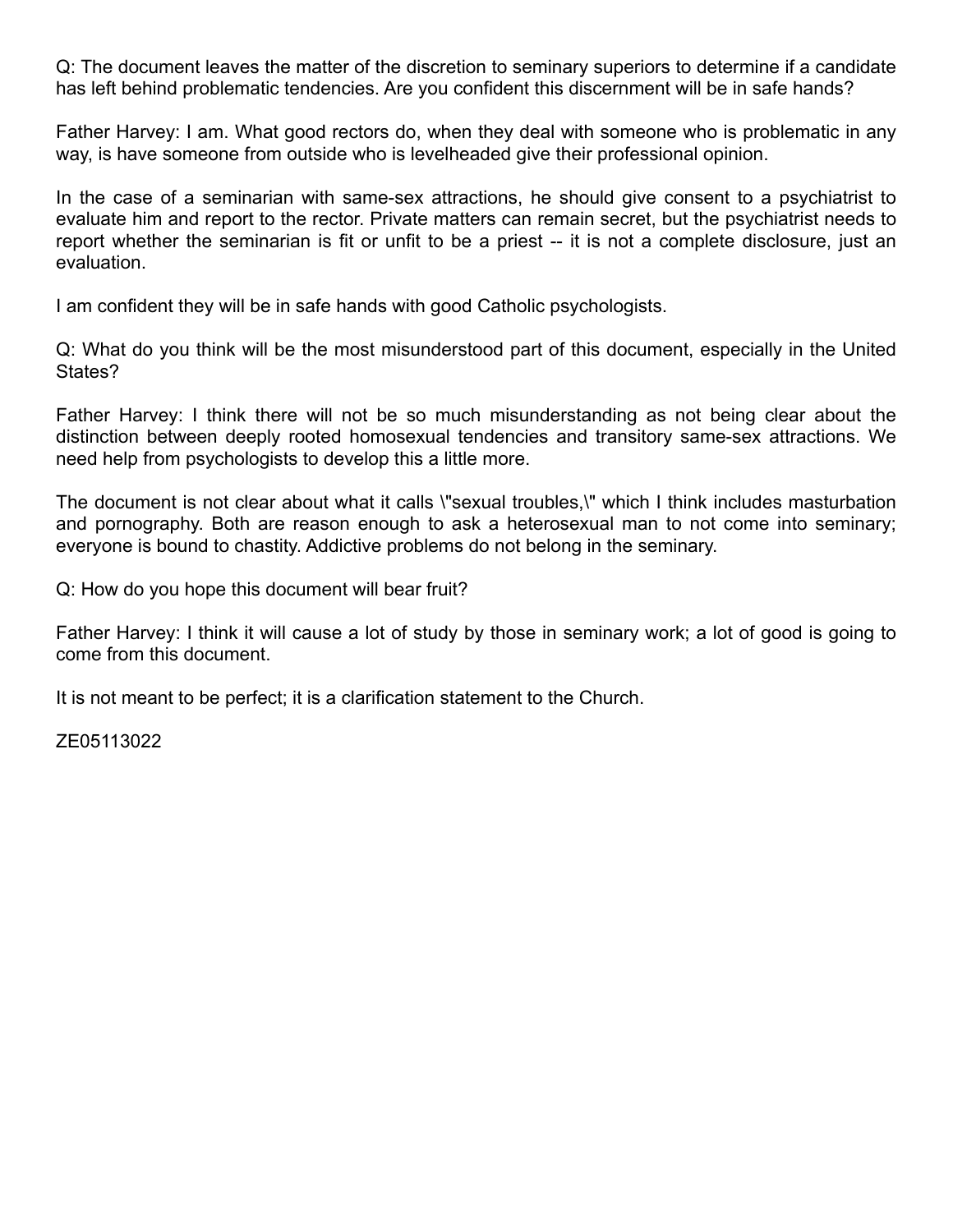Q: The document leaves the matter of the discretion to seminary superiors to determine if a candidate has left behind problematic tendencies. Are you confident this discernment will be in safe hands?

Father Harvey: I am. What good rectors do, when they deal with someone who is problematic in any way, is have someone from outside who is levelheaded give their professional opinion.

In the case of a seminarian with same-sex attractions, he should give consent to a psychiatrist to evaluate him and report to the rector. Private matters can remain secret, but the psychiatrist needs to report whether the seminarian is fit or unfit to be a priest -- it is not a complete disclosure, just an evaluation.

I am confident they will be in safe hands with good Catholic psychologists.

Q: What do you think will be the most misunderstood part of this document, especially in the United States?

Father Harvey: I think there will not be so much misunderstanding as not being clear about the distinction between deeply rooted homosexual tendencies and transitory same-sex attractions. We need help from psychologists to develop this a little more.

The document is not clear about what it calls \"sexual troubles,\" which I think includes masturbation and pornography. Both are reason enough to ask a heterosexual man to not come into seminary; everyone is bound to chastity. Addictive problems do not belong in the seminary.

Q: How do you hope this document will bear fruit?

Father Harvey: I think it will cause a lot of study by those in seminary work; a lot of good is going to come from this document.

It is not meant to be perfect; it is a clarification statement to the Church.

ZE05113022